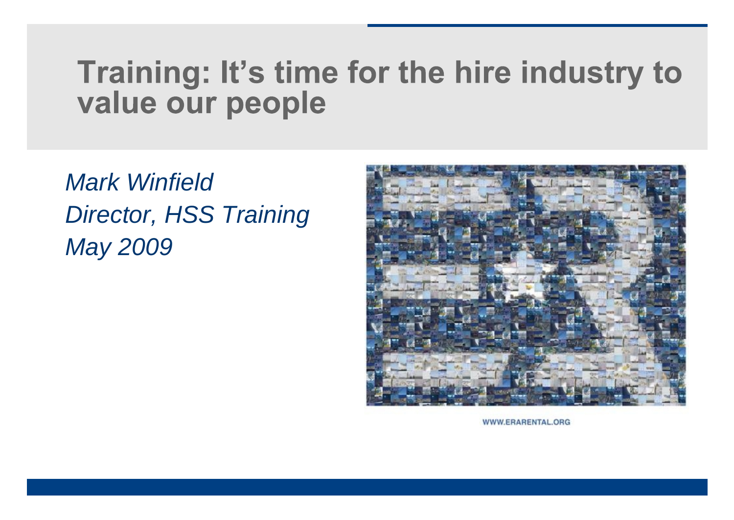# Training: It's time for the hire industry to value our people

*Mark Winfield*
*Director, HSS Training*
*May 2009*

WWW.ERARENTAL.ORG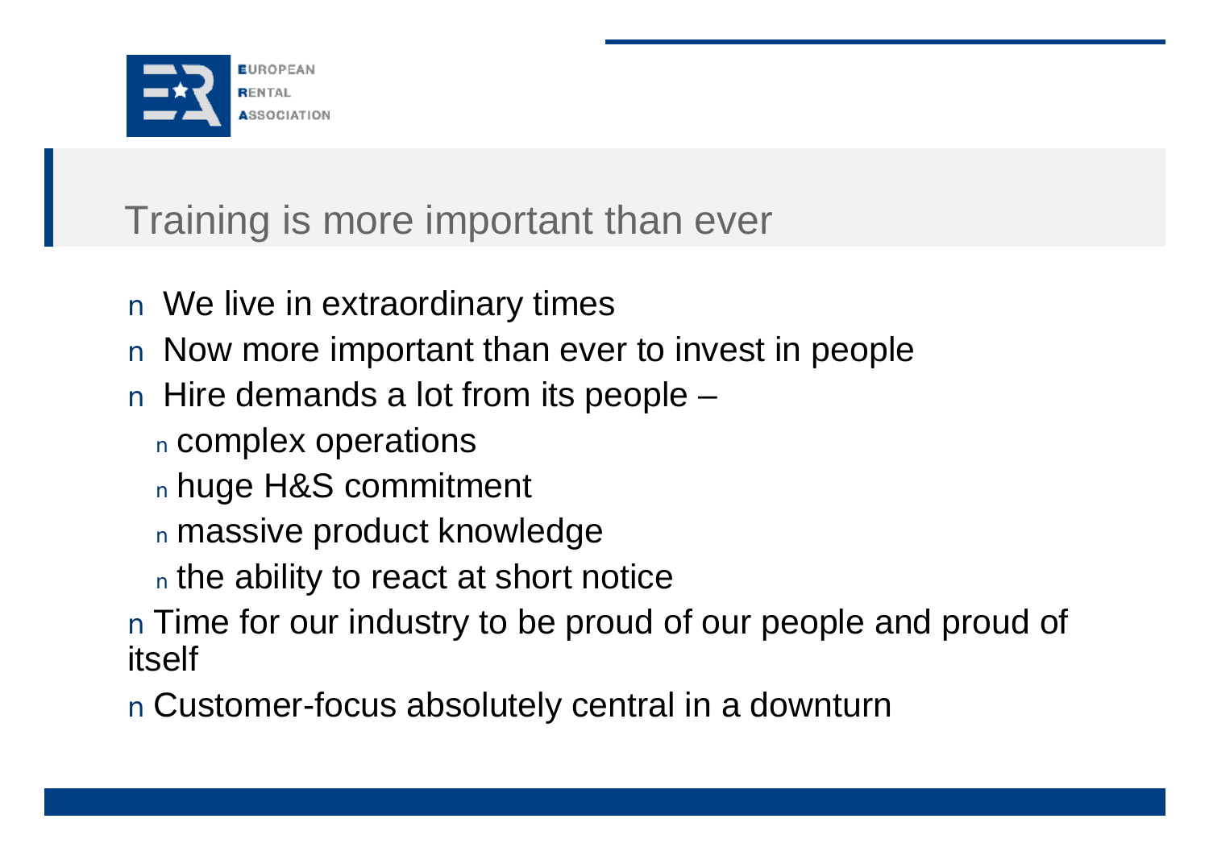## Training is more important than ever

- We live in extraordinary times
- Now more important than ever to invest in people
- Hire demands a lot from its people –
  - complex operations
  - huge H&S commitment
  - massive product knowledge
  - the ability to react at short notice
- Time for our industry to be proud of our people and proud of itself
- Customer-focus absolutely central in a downturn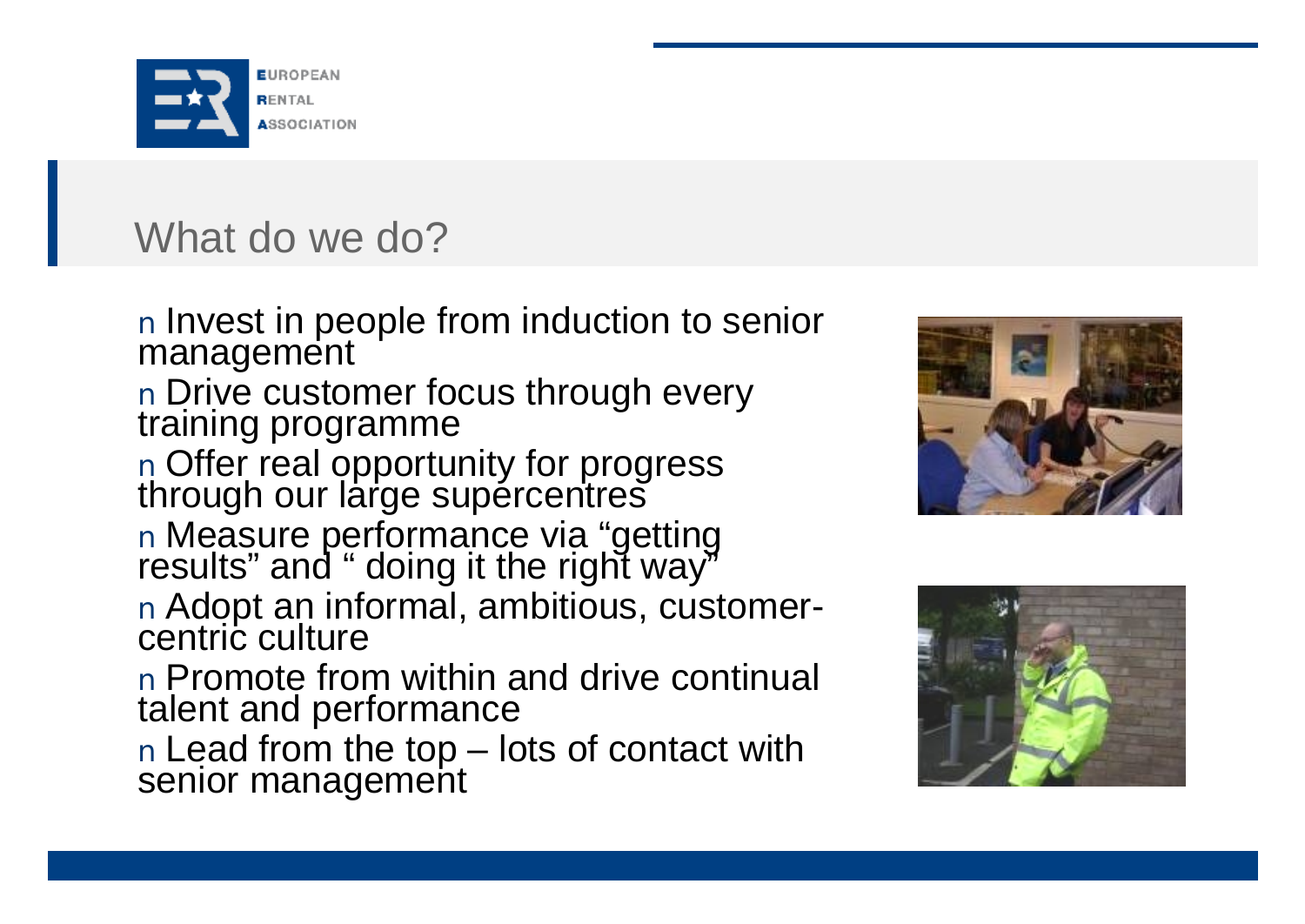# What do we do?

- Invest in people from induction to senior management
- Drive customer focus through every training programme
- Offer real opportunity for progress through our large supercentres
- Measure performance via "getting results" and " doing it the right way"
- Adopt an informal, ambitious, customer-centric culture
- Promote from within and drive continual talent and performance
- Lead from the top – lots of contact with senior management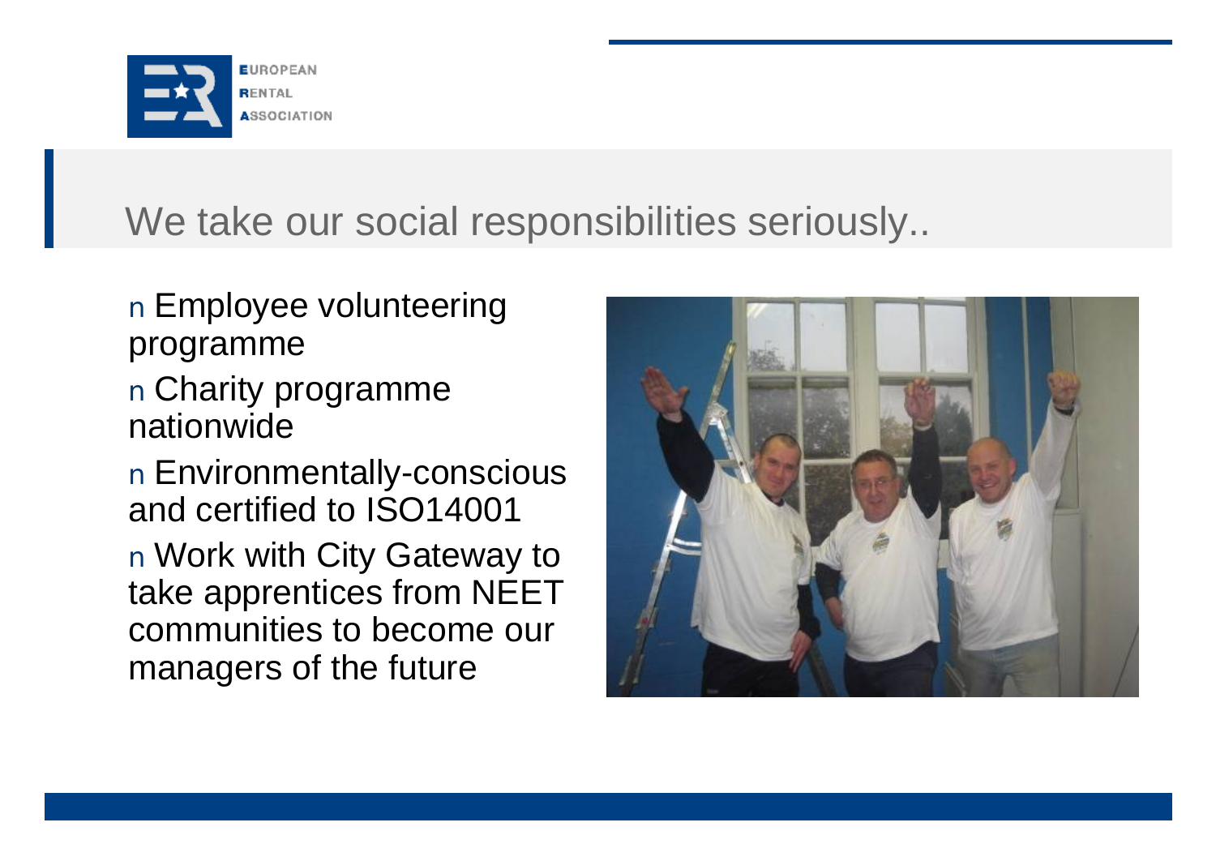# We take our social responsibilities seriously..

- Employee volunteering programme
- Charity programme nationwide
- Environmentally-conscious and certified to ISO14001
- Work with City Gateway to take apprentices from NEET communities to become our managers of the future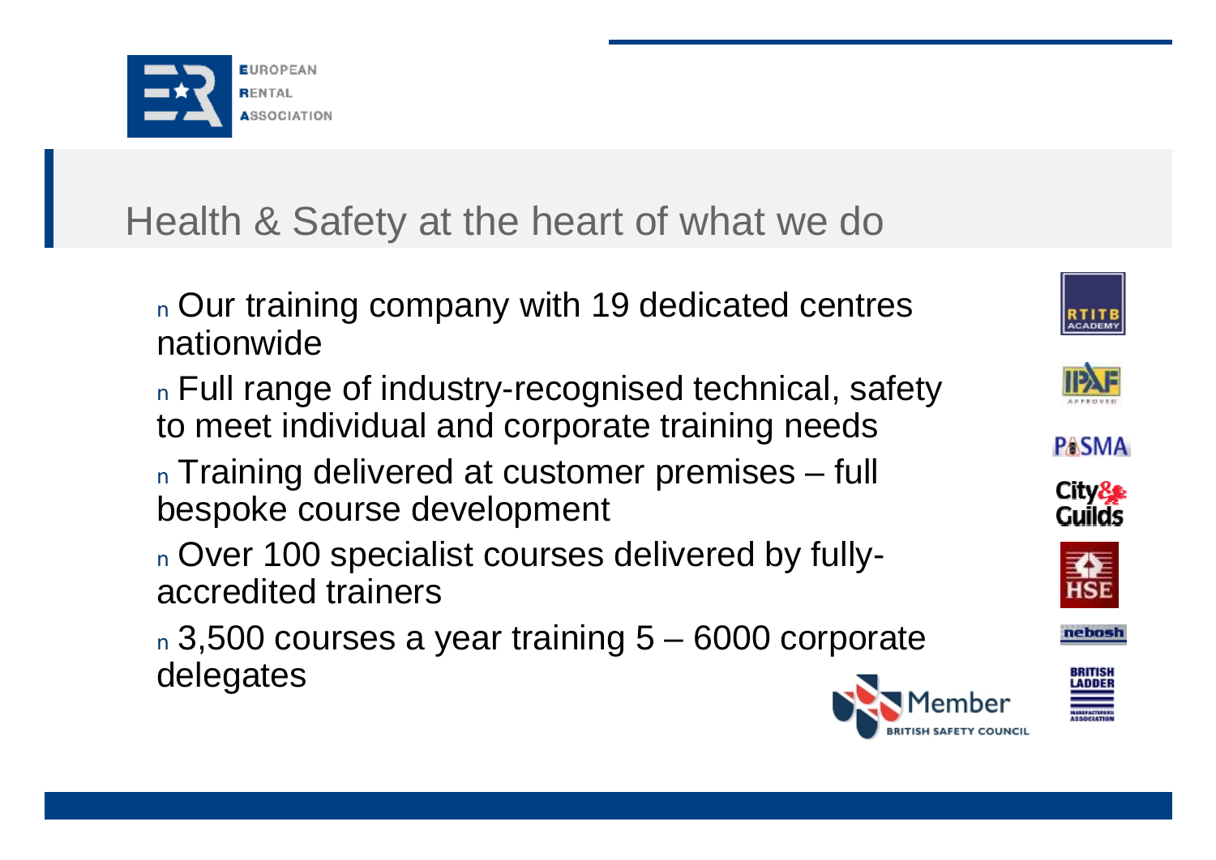# Health & Safety at the heart of what we do

- Our training company with 19 dedicated centres nationwide
- Full range of industry-recognised technical, safety to meet individual and corporate training needs
- Training delivered at customer premises – full bespoke course development
- Over 100 specialist courses delivered by fully-accredited trainers
- 3,500 courses a year training 5 – 6000 corporate delegates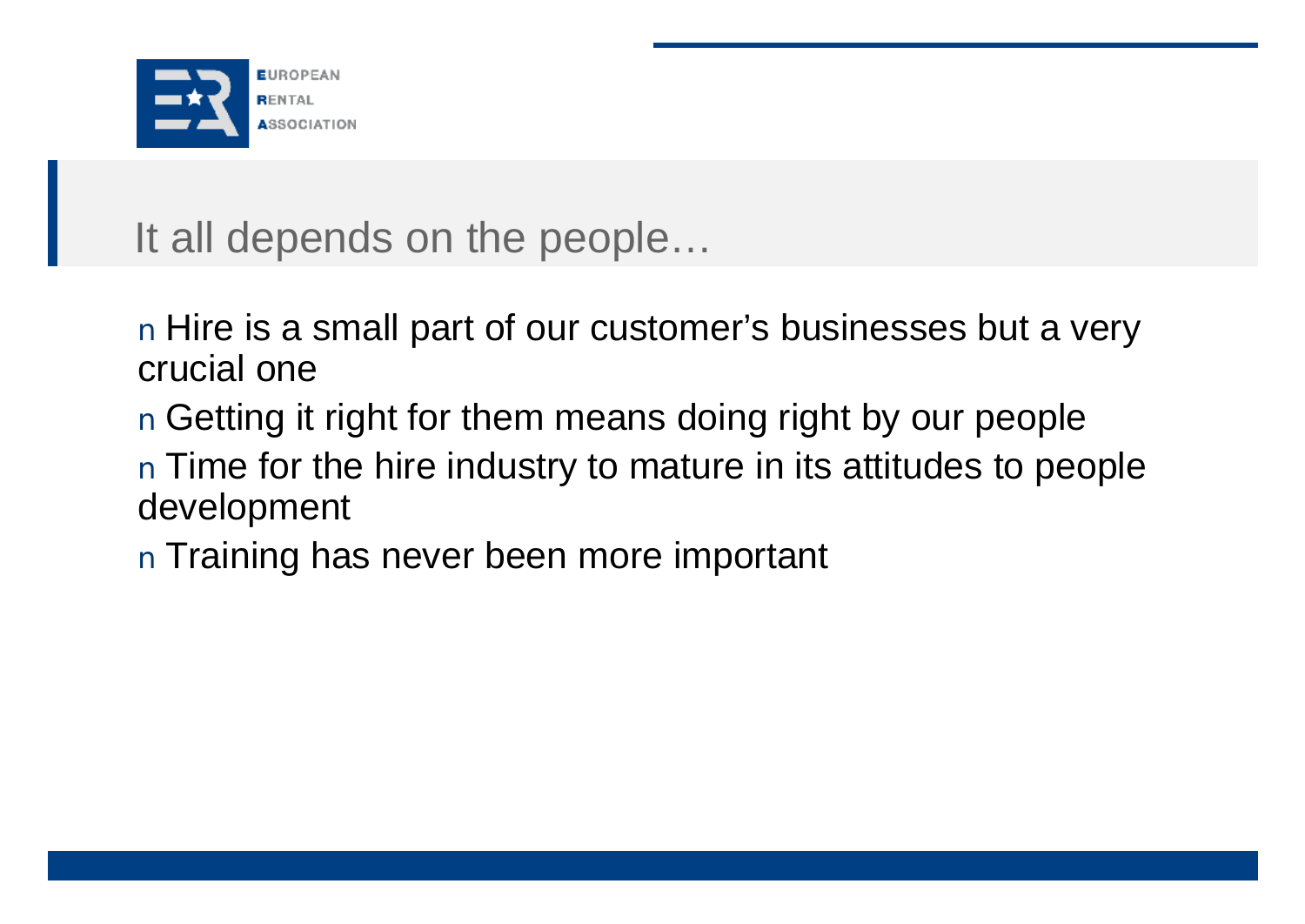# It all depends on the people…

- Hire is a small part of our customer’s businesses but a very crucial one
- Getting it right for them means doing right by our people
- Time for the hire industry to mature in its attitudes to people development
- Training has never been more important